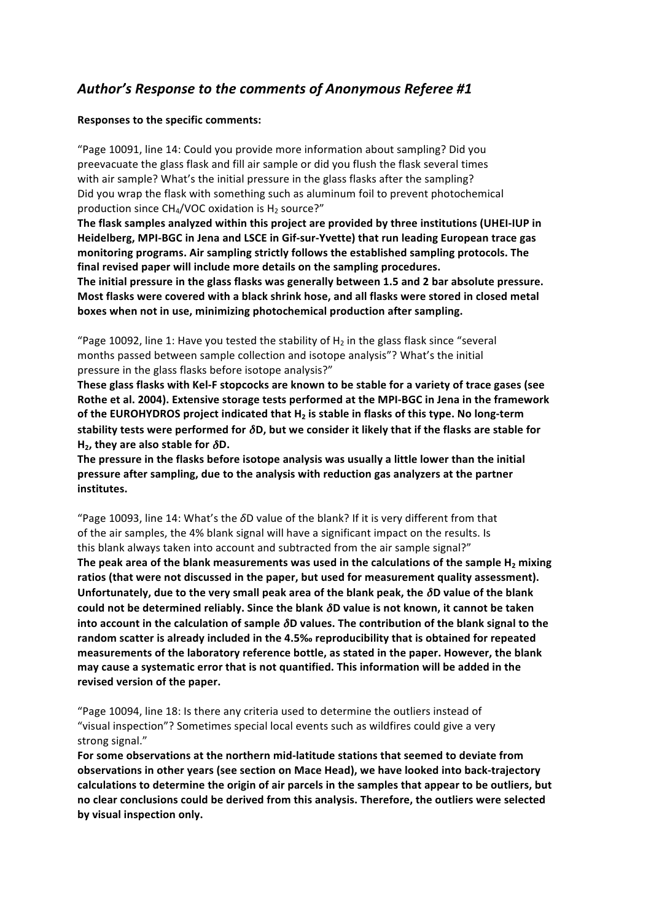# *Author's Response to the comments of Anonymous Referee #1*

**Responses to the specific comments:**

"Page 10091, line 14: Could you provide more information about sampling? Did you preevacuate the glass flask and fill air sample or did you flush the flask several times with air sample? What's the initial pressure in the glass flasks after the sampling? Did you wrap the flask with something such as aluminum foil to prevent photochemical production since $CH_4$/VOC oxidation is $H_2$ source?"

**The flask samples analyzed within this project are provided by three institutions (UHEI-IUP in Heidelberg, MPI-BGC in Jena and LSCE in Gif-sur-Yvette) that run leading European trace gas monitoring programs. Air sampling strictly follows the established sampling protocols. The final revised paper will include more details on the sampling procedures.**

**The initial pressure in the glass flasks was generally between 1.5 and 2 bar absolute pressure. Most flasks were covered with a black shrink hose, and all flasks were stored in closed metal boxes when not in use, minimizing photochemical production after sampling.**

"Page 10092, line 1: Have you tested the stability of $H_2$ in the glass flask since "several months passed between sample collection and isotope analysis"? What's the initial pressure in the glass flasks before isotope analysis?"

**These glass flasks with Kel-F stopcocks are known to be stable for a variety of trace gases (see Rothe et al. 2004). Extensive storage tests performed at the MPI-BGC in Jena in the framework of the EUROHYDROS project indicated that $H_2$ is stable in flasks of this type. No long-term stability tests were performed for $\delta$D, but we consider it likely that if the flasks are stable for $H_2$, they are also stable for $\delta$D.**

**The pressure in the flasks before isotope analysis was usually a little lower than the initial pressure after sampling, due to the analysis with reduction gas analyzers at the partner institutes.**

"Page 10093, line 14: What's the $\delta$D value of the blank? If it is very different from that of the air samples, the 4% blank signal will have a significant impact on the results. Is this blank always taken into account and subtracted from the air sample signal?"

**The peak area of the blank measurements was used in the calculations of the sample $H_2$ mixing ratios (that were not discussed in the paper, but used for measurement quality assessment). Unfortunately, due to the very small peak area of the blank peak, the $\delta$D value of the blank could not be determined reliably. Since the blank $\delta$D value is not known, it cannot be taken into account in the calculation of sample $\delta$D values. The contribution of the blank signal to the random scatter is already included in the 4.5‰ reproducibility that is obtained for repeated measurements of the laboratory reference bottle, as stated in the paper. However, the blank may cause a systematic error that is not quantified. This information will be added in the revised version of the paper.**

"Page 10094, line 18: Is there any criteria used to determine the outliers instead of "visual inspection"? Sometimes special local events such as wildfires could give a very strong signal."

**For some observations at the northern mid-latitude stations that seemed to deviate from observations in other years (see section on Mace Head), we have looked into back-trajectory calculations to determine the origin of air parcels in the samples that appear to be outliers, but no clear conclusions could be derived from this analysis. Therefore, the outliers were selected by visual inspection only.**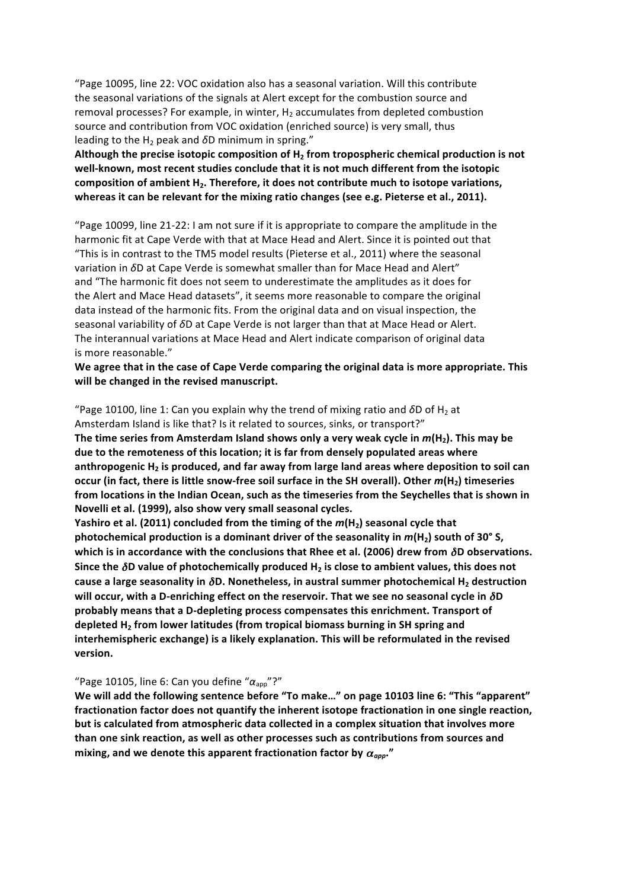"Page 10095, line 22: VOC oxidation also has a seasonal variation. Will this contribute the seasonal variations of the signals at Alert except for the combustion source and removal processes? For example, in winter, $H_2$ accumulates from depleted combustion source and contribution from VOC oxidation (enriched source) is very small, thus leading to the $H_2$ peak and $\delta$D minimum in spring."

**Although the precise isotopic composition of $H_2$ from tropospheric chemical production is not well-known, most recent studies conclude that it is not much different from the isotopic composition of ambient $H_2$. Therefore, it does not contribute much to isotope variations, whereas it can be relevant for the mixing ratio changes (see e.g. Pieterse et al., 2011).**

"Page 10099, line 21-22: I am not sure if it is appropriate to compare the amplitude in the harmonic fit at Cape Verde with that at Mace Head and Alert. Since it is pointed out that "This is in contrast to the TM5 model results (Pieterse et al., 2011) where the seasonal variation in $\delta$D at Cape Verde is somewhat smaller than for Mace Head and Alert" and "The harmonic fit does not seem to underestimate the amplitudes as it does for the Alert and Mace Head datasets", it seems more reasonable to compare the original data instead of the harmonic fits. From the original data and on visual inspection, the seasonal variability of $\delta$D at Cape Verde is not larger than that at Mace Head or Alert. The interannual variations at Mace Head and Alert indicate comparison of original data is more reasonable."

**We agree that in the case of Cape Verde comparing the original data is more appropriate. This will be changed in the revised manuscript.**

"Page 10100, line 1: Can you explain why the trend of mixing ratio and $\delta$D of $H_2$ at Amsterdam Island is like that? Is it related to sources, sinks, or transport?"

**The time series from Amsterdam Island shows only a very weak cycle in $m(H_2)$. This may be due to the remoteness of this location; it is far from densely populated areas where anthropogenic $H_2$ is produced, and far away from large land areas where deposition to soil can occur (in fact, there is little snow-free soil surface in the SH overall). Other $m(H_2)$ timeseries from locations in the Indian Ocean, such as the timeseries from the Seychelles that is shown in Novelli et al. (1999), also show very small seasonal cycles.**

**Yashiro et al. (2011) concluded from the timing of the $m(H_2)$ seasonal cycle that photochemical production is a dominant driver of the seasonality in $m(H_2)$ south of 30° S, which is in accordance with the conclusions that Rhee et al. (2006) drew from $\delta$D observations. Since the $\delta$D value of photochemically produced $H_2$ is close to ambient values, this does not cause a large seasonality in $\delta$D. Nonetheless, in austral summer photochemical $H_2$ destruction will occur, with a D-enriching effect on the reservoir. That we see no seasonal cycle in $\delta$D probably means that a D-depleting process compensates this enrichment. Transport of depleted $H_2$ from lower latitudes (from tropical biomass burning in SH spring and interhemispheric exchange) is a likely explanation. This will be reformulated in the revised version.**

"Page 10105, line 6: Can you define "$\alpha_{app}$"?"

**We will add the following sentence before "To make…" on page 10103 line 6: "This "apparent" fractionation factor does not quantify the inherent isotope fractionation in one single reaction, but is calculated from atmospheric data collected in a complex situation that involves more than one sink reaction, as well as other processes such as contributions from sources and mixing, and we denote this apparent fractionation factor by $\alpha_{app}$."**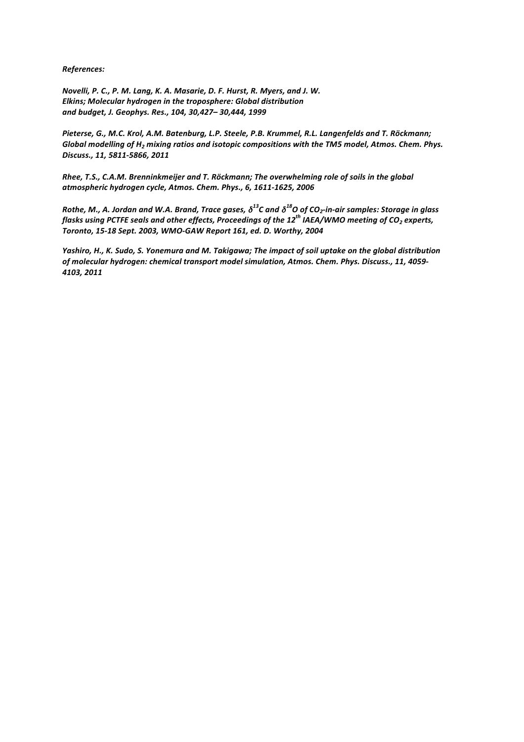*References:*

*Novelli, P. C., P. M. Lang, K. A. Masarie, D. F. Hurst, R. Myers, and J. W. Elkins; Molecular hydrogen in the troposphere: Global distribution and budget, J. Geophys. Res., 104, 30,427– 30,444, 1999*

*Pieterse, G., M.C. Krol, A.M. Batenburg, L.P. Steele, P.B. Krummel, R.L. Langenfelds and T. Röckmann; Global modelling of $H_2$ mixing ratios and isotopic compositions with the TM5 model, Atmos. Chem. Phys. Discuss., 11, 5811-5866, 2011*

*Rhee, T.S., C.A.M. Brenninkmeijer and T. Röckmann; The overwhelming role of soils in the global atmospheric hydrogen cycle, Atmos. Chem. Phys., 6, 1611-1625, 2006*

*Rothe, M., A. Jordan and W.A. Brand, Trace gases, $\delta^{13}C$ and $\delta^{18}O$ of $CO_2$-in-air samples: Storage in glass flasks using PCTFE seals and other effects, Proceedings of the $12^{th}$ IAEA/WMO meeting of $CO_2$ experts, Toronto, 15-18 Sept. 2003, WMO-GAW Report 161, ed. D. Worthy, 2004*

*Yashiro, H., K. Sudo, S. Yonemura and M. Takigawa; The impact of soil uptake on the global distribution of molecular hydrogen: chemical transport model simulation, Atmos. Chem. Phys. Discuss., 11, 4059-4103, 2011*